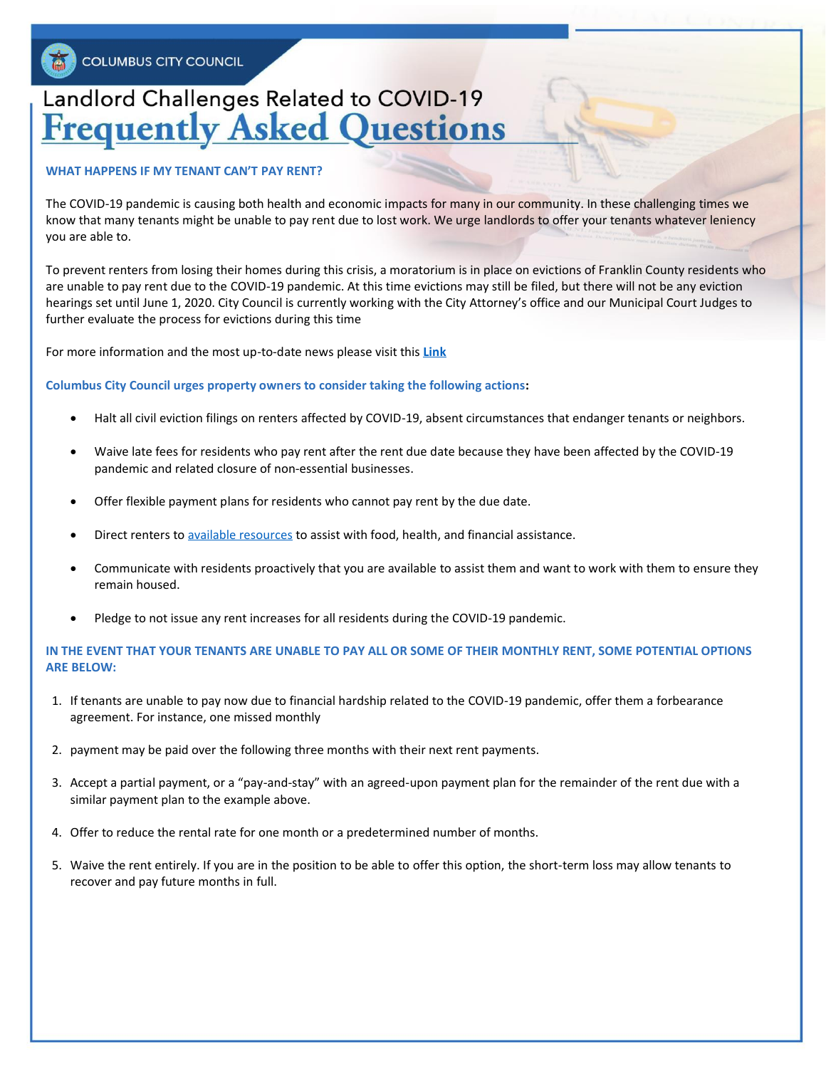COLUMBUS CITY COUNCIL

# Landlord Challenges Related to COVID-19 Frequently Asked Questions

### WHAT HAPPENS IF MY TENANT CAN'T PAY RENT?

The COVID-19 pandemic is causing both health and economic impacts for many in our community. In these challenging times we know that many tenants might be unable to pay rent due to lost work. We urge landlords to offer your tenants whatever leniency you are able to.

To prevent renters from losing their homes during this crisis, a moratorium is in place on evictions of Franklin County residents who are unable to pay rent due to the COVID-19 pandemic. At this time evictions may still be filed, but there will not be any eviction hearings set until June 1, 2020. City Council is currently working with the City Attorney's office and our Municipal Court Judges to further evaluate the process for evictions during this time

For more information and the most up-to-date news please visit this **Link**

**Columbus City Council urges property owners to consider taking the following actions:**

- Halt all civil eviction filings on renters affected by COVID-19, absent circumstances that endanger tenants or neighbors.
- Waive late fees for residents who pay rent after the rent due date because they have been affected by the COVID-19 pandemic and related closure of non-essential businesses.
- Offer flexible payment plans for residents who cannot pay rent by the due date.
- Direct renters to available resources to assist with food, health, and financial assistance.
- Communicate with residents proactively that you are available to assist them and want to work with them to ensure they remain housed.
- Pledge to not issue any rent increases for all residents during the COVID-19 pandemic.

### IN THE EVENT THAT YOUR TENANTS ARE UNABLE TO PAY ALL OR SOME OF THEIR MONTHLY RENT, SOME POTENTIAL OPTIONS ARE BELOW:

1. If tenants are unable to pay now due to financial hardship related to the COVID-19 pandemic, offer them a forbearance agreement. For instance, one missed monthly
2. payment may be paid over the following three months with their next rent payments.
3. Accept a partial payment, or a "pay-and-stay" with an agreed-upon payment plan for the remainder of the rent due with a similar payment plan to the example above.
4. Offer to reduce the rental rate for one month or a predetermined number of months.
5. Waive the rent entirely. If you are in the position to be able to offer this option, the short-term loss may allow tenants to recover and pay future months in full.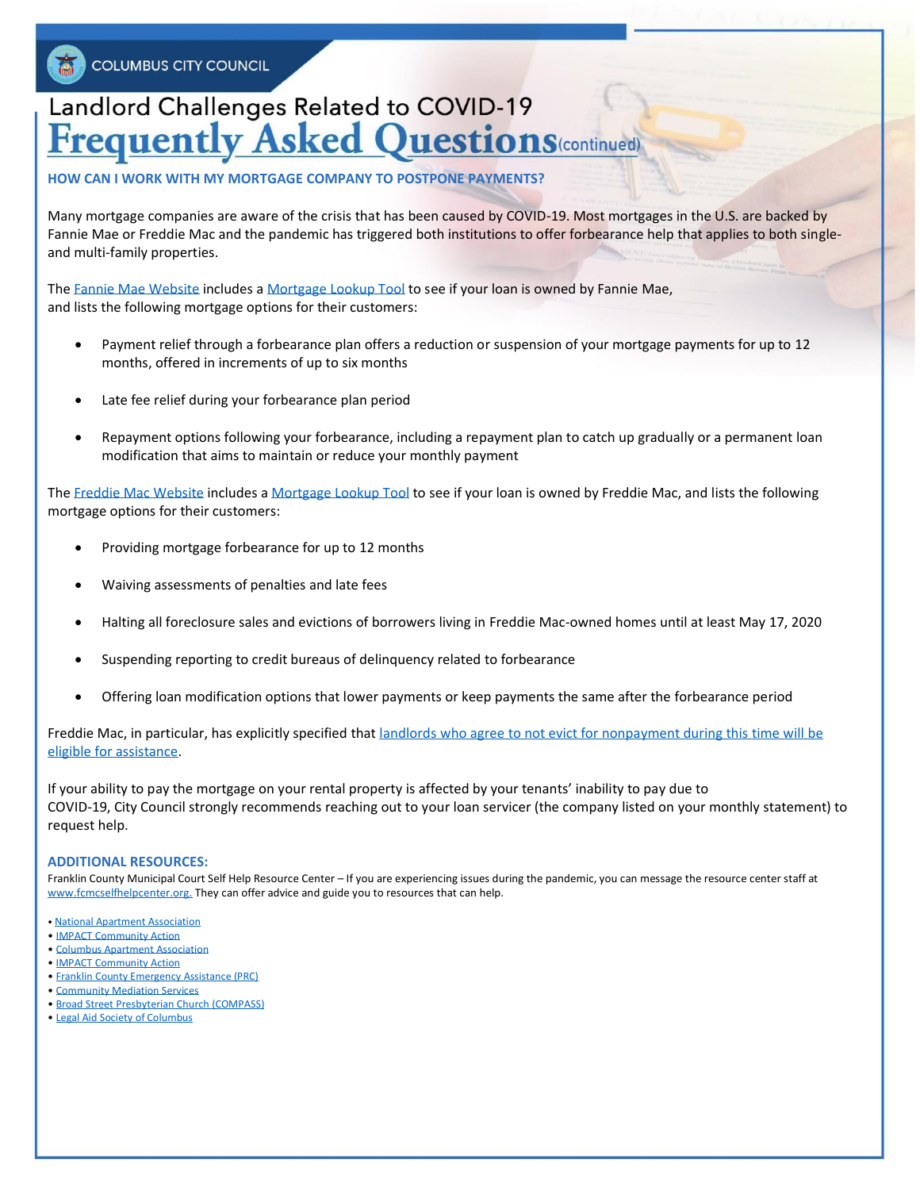COLUMBUS CITY COUNCIL

# Landlord Challenges Related to COVID-19 Frequently Asked Questions (continued)

## HOW CAN I WORK WITH MY MORTGAGE COMPANY TO POSTPONE PAYMENTS?

Many mortgage companies are aware of the crisis that has been caused by COVID-19. Most mortgages in the U.S. are backed by Fannie Mae or Freddie Mac and the pandemic has triggered both institutions to offer forbearance help that applies to both single- and multi-family properties.

The Fannie Mae Website includes a Mortgage Lookup Tool to see if your loan is owned by Fannie Mae, and lists the following mortgage options for their customers:

- Payment relief through a forbearance plan offers a reduction or suspension of your mortgage payments for up to 12 months, offered in increments of up to six months
- Late fee relief during your forbearance plan period
- Repayment options following your forbearance, including a repayment plan to catch up gradually or a permanent loan modification that aims to maintain or reduce your monthly payment

The Freddie Mac Website includes a Mortgage Lookup Tool to see if your loan is owned by Freddie Mac, and lists the following mortgage options for their customers:

- Providing mortgage forbearance for up to 12 months
- Waiving assessments of penalties and late fees
- Halting all foreclosure sales and evictions of borrowers living in Freddie Mac-owned homes until at least May 17, 2020
- Suspending reporting to credit bureaus of delinquency related to forbearance
- Offering loan modification options that lower payments or keep payments the same after the forbearance period

Freddie Mac, in particular, has explicitly specified that landlords who agree to not evict for nonpayment during this time will be eligible for assistance.

If your ability to pay the mortgage on your rental property is affected by your tenants' inability to pay due to COVID-19, City Council strongly recommends reaching out to your loan servicer (the company listed on your monthly statement) to request help.

### ADDITIONAL RESOURCES:

Franklin County Municipal Court Self Help Resource Center – If you are experiencing issues during the pandemic, you can message the resource center staff at www.fcmcselfhelpcenter.org. They can offer advice and guide you to resources that can help.

- National Apartment Association
- IMPACT Community Action
- Columbus Apartment Association
- IMPACT Community Action
- Franklin County Emergency Assistance (PRC)
- Community Mediation Services
- Broad Street Presbyterian Church (COMPASS)
- Legal Aid Society of Columbus